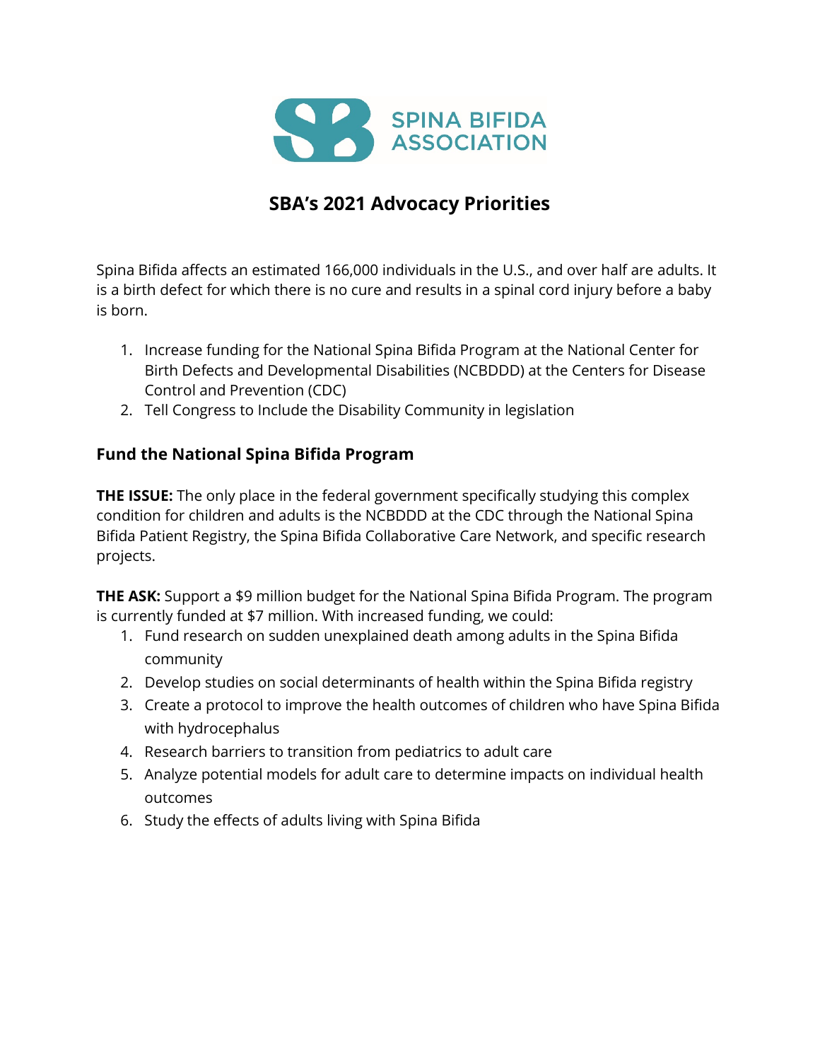SPINA BIFIDA ASSOCIATION

# SBA's 2021 Advocacy Priorities

Spina Bifida affects an estimated 166,000 individuals in the U.S., and over half are adults. It is a birth defect for which there is no cure and results in a spinal cord injury before a baby is born.

1. Increase funding for the National Spina Bifida Program at the National Center for Birth Defects and Developmental Disabilities (NCBDDD) at the Centers for Disease Control and Prevention (CDC)
2. Tell Congress to Include the Disability Community in legislation

## Fund the National Spina Bifida Program

**THE ISSUE:** The only place in the federal government specifically studying this complex condition for children and adults is the NCBDDD at the CDC through the National Spina Bifida Patient Registry, the Spina Bifida Collaborative Care Network, and specific research projects.

**THE ASK:** Support a $9 million budget for the National Spina Bifida Program. The program is currently funded at $7 million. With increased funding, we could:

1. Fund research on sudden unexplained death among adults in the Spina Bifida community
2. Develop studies on social determinants of health within the Spina Bifida registry
3. Create a protocol to improve the health outcomes of children who have Spina Bifida with hydrocephalus
4. Research barriers to transition from pediatrics to adult care
5. Analyze potential models for adult care to determine impacts on individual health outcomes
6. Study the effects of adults living with Spina Bifida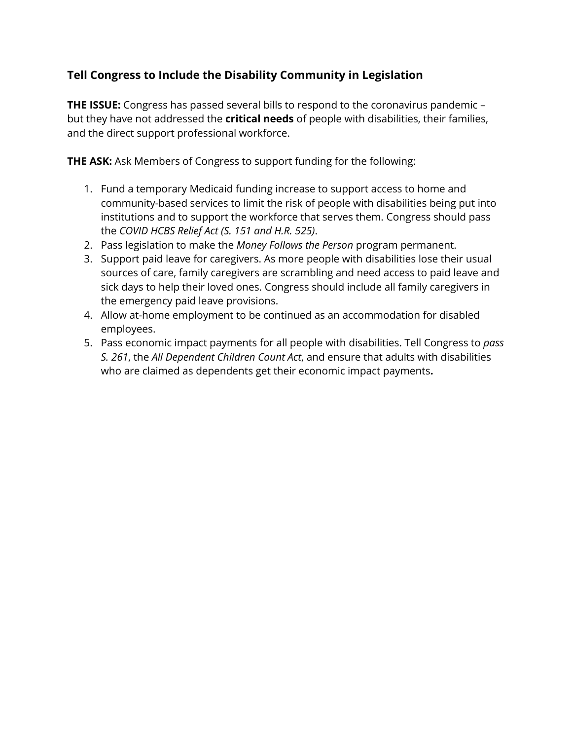## Tell Congress to Include the Disability Community in Legislation

**THE ISSUE:** Congress has passed several bills to respond to the coronavirus pandemic – but they have not addressed the **critical needs** of people with disabilities, their families, and the direct support professional workforce.

**THE ASK:** Ask Members of Congress to support funding for the following:

1. Fund a temporary Medicaid funding increase to support access to home and community-based services to limit the risk of people with disabilities being put into institutions and to support the workforce that serves them. Congress should pass the *COVID HCBS Relief Act (S. 151 and H.R. 525)*.
2. Pass legislation to make the *Money Follows the Person* program permanent.
3. Support paid leave for caregivers. As more people with disabilities lose their usual sources of care, family caregivers are scrambling and need access to paid leave and sick days to help their loved ones. Congress should include all family caregivers in the emergency paid leave provisions.
4. Allow at-home employment to be continued as an accommodation for disabled employees.
5. Pass economic impact payments for all people with disabilities. Tell Congress to *pass S. 261*, the *All Dependent Children Count Act*, and ensure that adults with disabilities who are claimed as dependents get their economic impact payments.